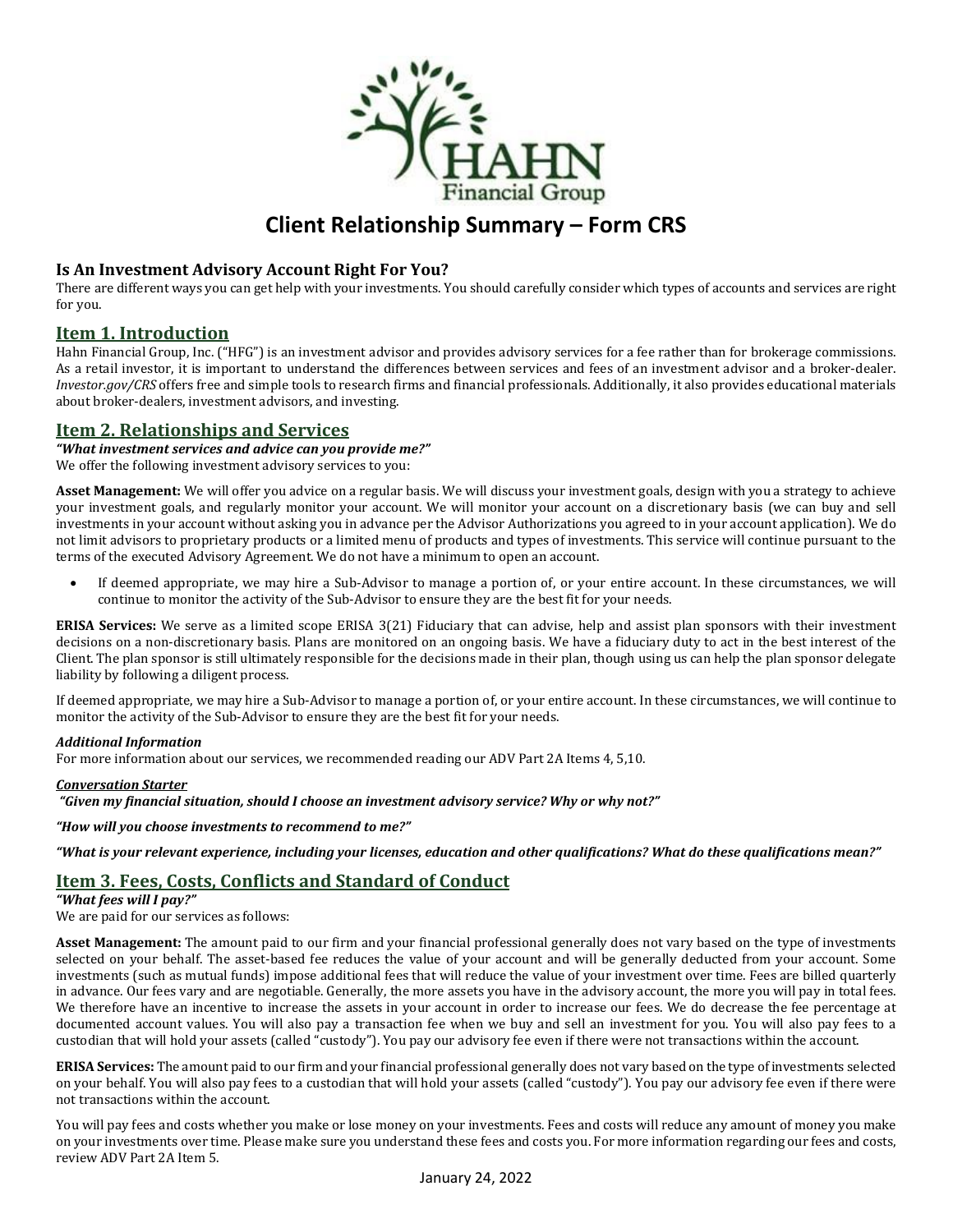# Client Relationship Summary – Form CRS

### Is An Investment Advisory Account Right For You?

There are different ways you can get help with your investments. You should carefully consider which types of accounts and services are right for you.

## Item 1. Introduction

Hahn Financial Group, Inc. ("HFG") is an investment advisor and provides advisory services for a fee rather than for brokerage commissions. As a retail investor, it is important to understand the differences between services and fees of an investment advisor and a broker-dealer. *Investor.gov/CRS* offers free and simple tools to research firms and financial professionals. Additionally, it also provides educational materials about broker-dealers, investment advisors, and investing.

## Item 2. Relationships and Services

***"What investment services and advice can you provide me?"***

We offer the following investment advisory services to you:

**Asset Management:** We will offer you advice on a regular basis. We will discuss your investment goals, design with you a strategy to achieve your investment goals, and regularly monitor your account. We will monitor your account on a discretionary basis (we can buy and sell investments in your account without asking you in advance per the Advisor Authorizations you agreed to in your account application). We do not limit advisors to proprietary products or a limited menu of products and types of investments. This service will continue pursuant to the terms of the executed Advisory Agreement. We do not have a minimum to open an account.

- If deemed appropriate, we may hire a Sub-Advisor to manage a portion of, or your entire account. In these circumstances, we will continue to monitor the activity of the Sub-Advisor to ensure they are the best fit for your needs.

**ERISA Services:** We serve as a limited scope ERISA 3(21) Fiduciary that can advise, help and assist plan sponsors with their investment decisions on a non-discretionary basis. Plans are monitored on an ongoing basis. We have a fiduciary duty to act in the best interest of the Client. The plan sponsor is still ultimately responsible for the decisions made in their plan, though using us can help the plan sponsor delegate liability by following a diligent process.

If deemed appropriate, we may hire a Sub-Advisor to manage a portion of, or your entire account. In these circumstances, we will continue to monitor the activity of the Sub-Advisor to ensure they are the best fit for your needs.

***Additional Information***

For more information about our services, we recommended reading our ADV Part 2A Items 4, 5,10.

***Conversation Starter***

***"Given my financial situation, should I choose an investment advisory service? Why or why not?"***

***"How will you choose investments to recommend to me?"***

***"What is your relevant experience, including your licenses, education and other qualifications? What do these qualifications mean?"***

## Item 3. Fees, Costs, Conflicts and Standard of Conduct

***"What fees will I pay?"***

We are paid for our services as follows:

**Asset Management:** The amount paid to our firm and your financial professional generally does not vary based on the type of investments selected on your behalf. The asset-based fee reduces the value of your account and will be generally deducted from your account. Some investments (such as mutual funds) impose additional fees that will reduce the value of your investment over time. Fees are billed quarterly in advance. Our fees vary and are negotiable. Generally, the more assets you have in the advisory account, the more you will pay in total fees. We therefore have an incentive to increase the assets in your account in order to increase our fees. We do decrease the fee percentage at documented account values. You will also pay a transaction fee when we buy and sell an investment for you. You will also pay fees to a custodian that will hold your assets (called "custody"). You pay our advisory fee even if there were not transactions within the account.

**ERISA Services:** The amount paid to our firm and your financial professional generally does not vary based on the type of investments selected on your behalf. You will also pay fees to a custodian that will hold your assets (called "custody"). You pay our advisory fee even if there were not transactions within the account.

You will pay fees and costs whether you make or lose money on your investments. Fees and costs will reduce any amount of money you make on your investments over time. Please make sure you understand these fees and costs you. For more information regarding our fees and costs, review ADV Part 2A Item 5.

January 24, 2022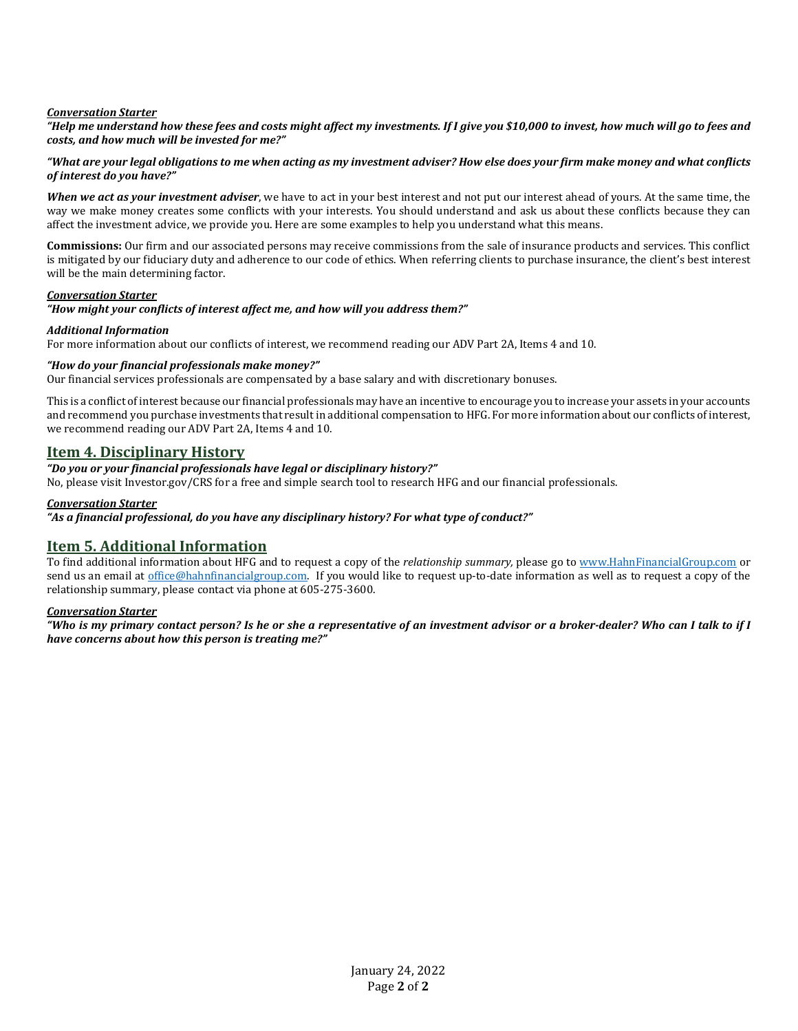***Conversation Starter***

***"Help me understand how these fees and costs might affect my investments. If I give you $10,000 to invest, how much will go to fees and costs, and how much will be invested for me?"***

***"What are your legal obligations to me when acting as my investment adviser? How else does your firm make money and what conflicts of interest do you have?"***

***When we act as your investment adviser***, we have to act in your best interest and not put our interest ahead of yours. At the same time, the way we make money creates some conflicts with your interests. You should understand and ask us about these conflicts because they can affect the investment advice, we provide you. Here are some examples to help you understand what this means.

**Commissions:** Our firm and our associated persons may receive commissions from the sale of insurance products and services. This conflict is mitigated by our fiduciary duty and adherence to our code of ethics. When referring clients to purchase insurance, the client's best interest will be the main determining factor.

***Conversation Starter***

***"How might your conflicts of interest affect me, and how will you address them?"***

***Additional Information***

For more information about our conflicts of interest, we recommend reading our ADV Part 2A, Items 4 and 10.

***"How do your financial professionals make money?"***

Our financial services professionals are compensated by a base salary and with discretionary bonuses.

This is a conflict of interest because our financial professionals may have an incentive to encourage you to increase your assets in your accounts and recommend you purchase investments that result in additional compensation to HFG. For more information about our conflicts of interest, we recommend reading our ADV Part 2A, Items 4 and 10.

## Item 4. Disciplinary History

***"Do you or your financial professionals have legal or disciplinary history?"***

No, please visit Investor.gov/CRS for a free and simple search tool to research HFG and our financial professionals.

***Conversation Starter***

***"As a financial professional, do you have any disciplinary history? For what type of conduct?"***

## Item 5. Additional Information

To find additional information about HFG and to request a copy of the *relationship summary,* please go to www.HahnFinancialGroup.com or send us an email at office@hahnfinancialgroup.com. If you would like to request up-to-date information as well as to request a copy of the relationship summary, please contact via phone at 605-275-3600.

***Conversation Starter***

***"Who is my primary contact person? Is he or she a representative of an investment advisor or a broker-dealer? Who can I talk to if I have concerns about how this person is treating me?"***

January 24, 2022